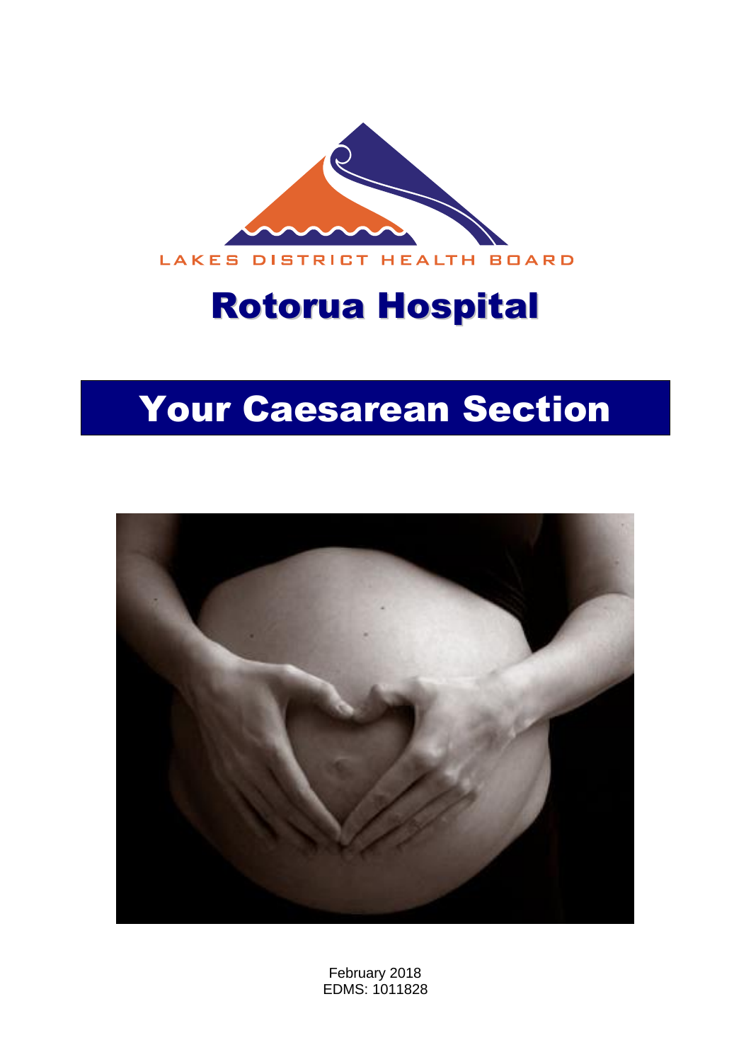LAKES DISTRICT HEALTH BOARD

# Rotorua Hospital

# Your Caesarean Section

February 2018
EDMS: 1011828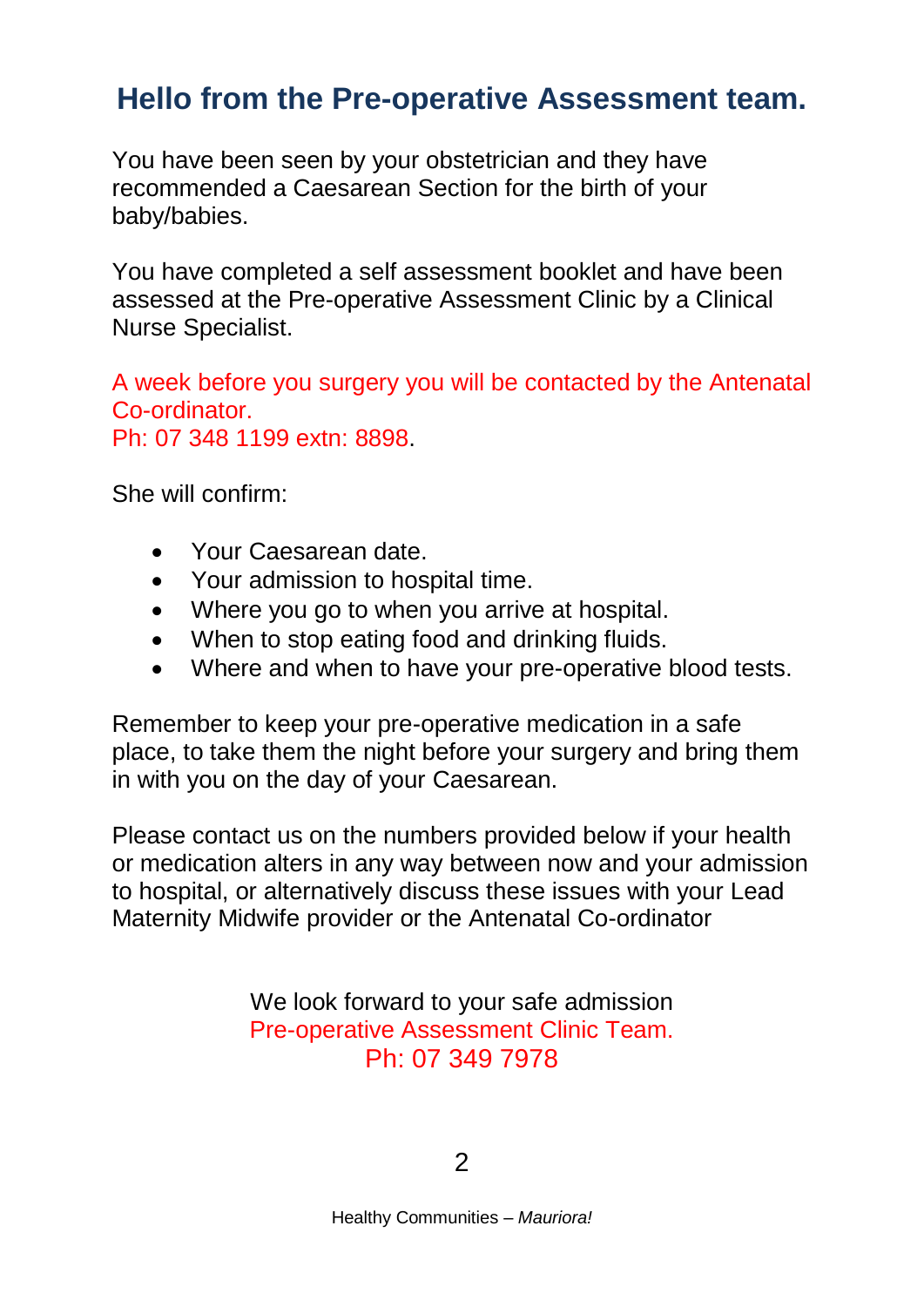# Hello from the Pre-operative Assessment team.

You have been seen by your obstetrician and they have recommended a Caesarean Section for the birth of your baby/babies.

You have completed a self assessment booklet and have been assessed at the Pre-operative Assessment Clinic by a Clinical Nurse Specialist.

A week before you surgery you will be contacted by the Antenatal Co-ordinator.
Ph: 07 348 1199 extn: 8898.

She will confirm:

- Your Caesarean date.
- Your admission to hospital time.
- Where you go to when you arrive at hospital.
- When to stop eating food and drinking fluids.
- Where and when to have your pre-operative blood tests.

Remember to keep your pre-operative medication in a safe place, to take them the night before your surgery and bring them in with you on the day of your Caesarean.

Please contact us on the numbers provided below if your health or medication alters in any way between now and your admission to hospital, or alternatively discuss these issues with your Lead Maternity Midwife provider or the Antenatal Co-ordinator

We look forward to your safe admission
Pre-operative Assessment Clinic Team.
Ph: 07 349 7978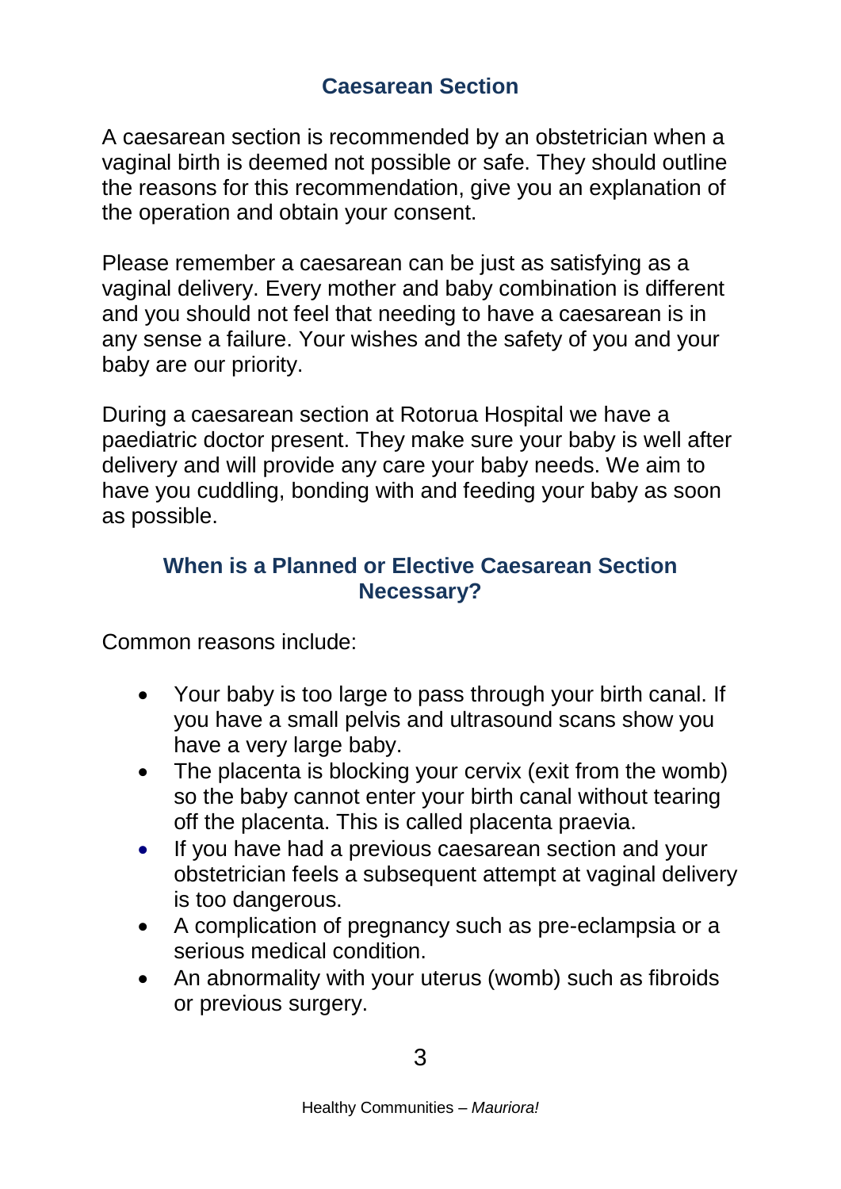## Caesarean Section

A caesarean section is recommended by an obstetrician when a vaginal birth is deemed not possible or safe. They should outline the reasons for this recommendation, give you an explanation of the operation and obtain your consent.

Please remember a caesarean can be just as satisfying as a vaginal delivery. Every mother and baby combination is different and you should not feel that needing to have a caesarean is in any sense a failure. Your wishes and the safety of you and your baby are our priority.

During a caesarean section at Rotorua Hospital we have a paediatric doctor present. They make sure your baby is well after delivery and will provide any care your baby needs. We aim to have you cuddling, bonding with and feeding your baby as soon as possible.

### When is a Planned or Elective Caesarean Section Necessary?

Common reasons include:

- Your baby is too large to pass through your birth canal. If you have a small pelvis and ultrasound scans show you have a very large baby.
- The placenta is blocking your cervix (exit from the womb) so the baby cannot enter your birth canal without tearing off the placenta. This is called placenta praevia.
- If you have had a previous caesarean section and your obstetrician feels a subsequent attempt at vaginal delivery is too dangerous.
- A complication of pregnancy such as pre-eclampsia or a serious medical condition.
- An abnormality with your uterus (womb) such as fibroids or previous surgery.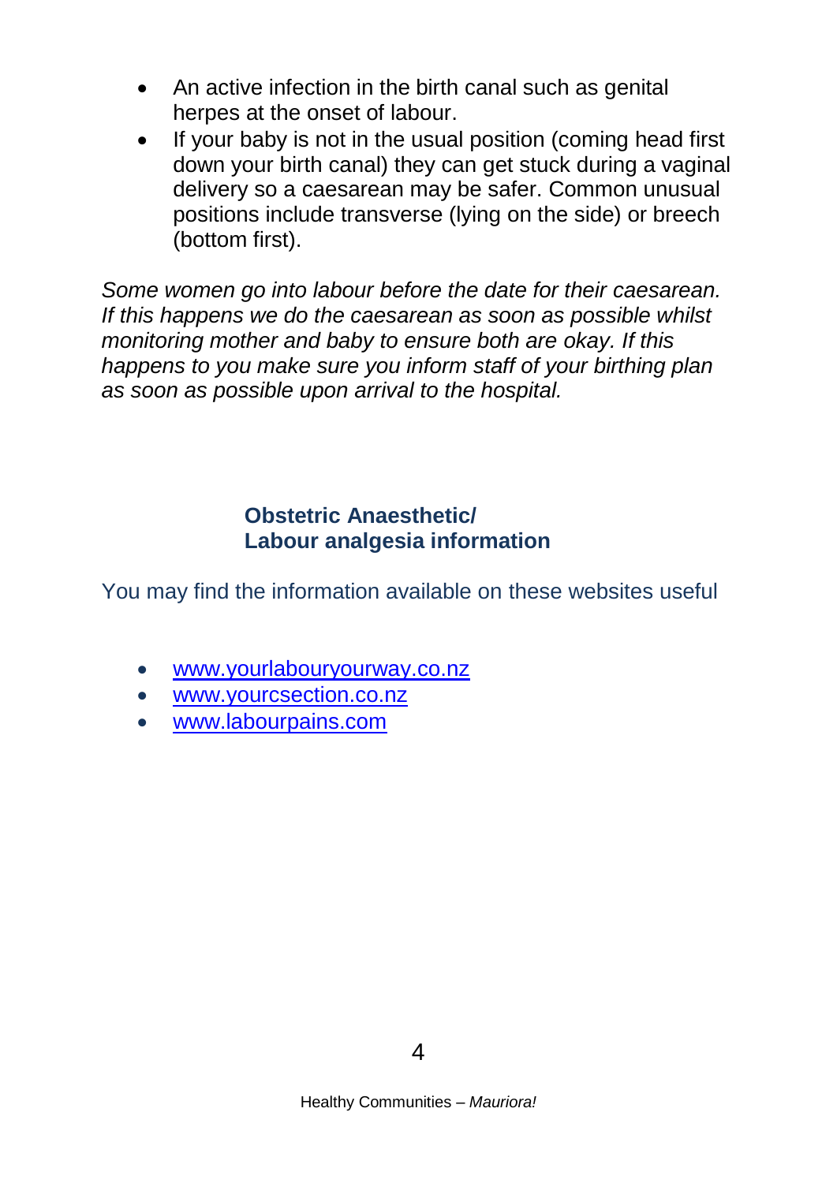- An active infection in the birth canal such as genital herpes at the onset of labour.
- If your baby is not in the usual position (coming head first down your birth canal) they can get stuck during a vaginal delivery so a caesarean may be safer. Common unusual positions include transverse (lying on the side) or breech (bottom first).

*Some women go into labour before the date for their caesarean. If this happens we do the caesarean as soon as possible whilst monitoring mother and baby to ensure both are okay. If this happens to you make sure you inform staff of your birthing plan as soon as possible upon arrival to the hospital.*

## Obstetric Anaesthetic/ Labour analgesia information

You may find the information available on these websites useful

- www.yourlabouryourway.co.nz
- www.yourcsection.co.nz
- www.labourpains.com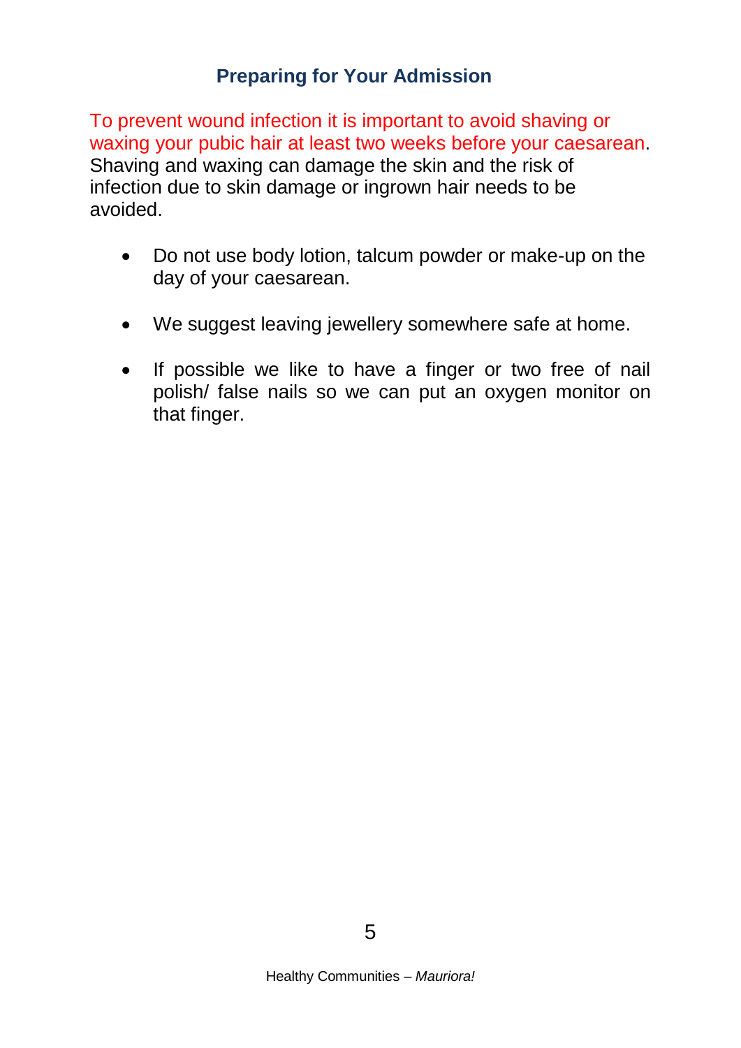## Preparing for Your Admission

To prevent wound infection it is important to avoid shaving or waxing your pubic hair at least two weeks before your caesarean. Shaving and waxing can damage the skin and the risk of infection due to skin damage or ingrown hair needs to be avoided.

- Do not use body lotion, talcum powder or make-up on the day of your caesarean.
- We suggest leaving jewellery somewhere safe at home.
- If possible we like to have a finger or two free of nail polish/ false nails so we can put an oxygen monitor on that finger.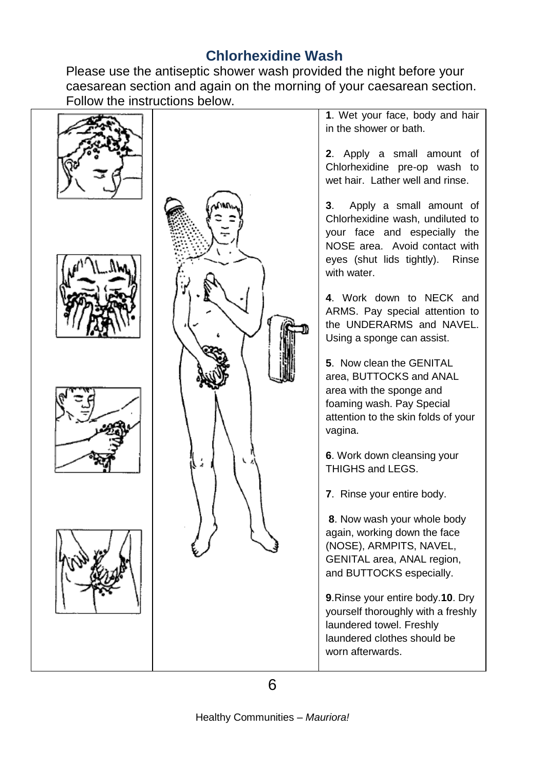## Chlorhexidine Wash

Please use the antiseptic shower wash provided the night before your caesarean section and again on the morning of your caesarean section. Follow the instructions below.

**1**. Wet your face, body and hair in the shower or bath.

**2**. Apply a small amount of Chlorhexidine pre-op wash to wet hair. Lather well and rinse.

**3**. Apply a small amount of Chlorhexidine wash, undiluted to your face and especially the NOSE area. Avoid contact with eyes (shut lids tightly). Rinse with water.

**4**. Work down to NECK and ARMS. Pay special attention to the UNDERARMS and NAVEL. Using a sponge can assist.

**5**. Now clean the GENITAL area, BUTTOCKS and ANAL area with the sponge and foaming wash. Pay Special attention to the skin folds of your vagina.

**6**. Work down cleansing your THIGHS and LEGS.

**7**. Rinse your entire body.

**8**. Now wash your whole body again, working down the face (NOSE), ARMPITS, NAVEL, GENITAL area, ANAL region, and BUTTOCKS especially.

**9**. Rinse your entire body.

**10**. Dry yourself thoroughly with a freshly laundered towel. Freshly laundered clothes should be worn afterwards.

Healthy Communities – *Mauriora!*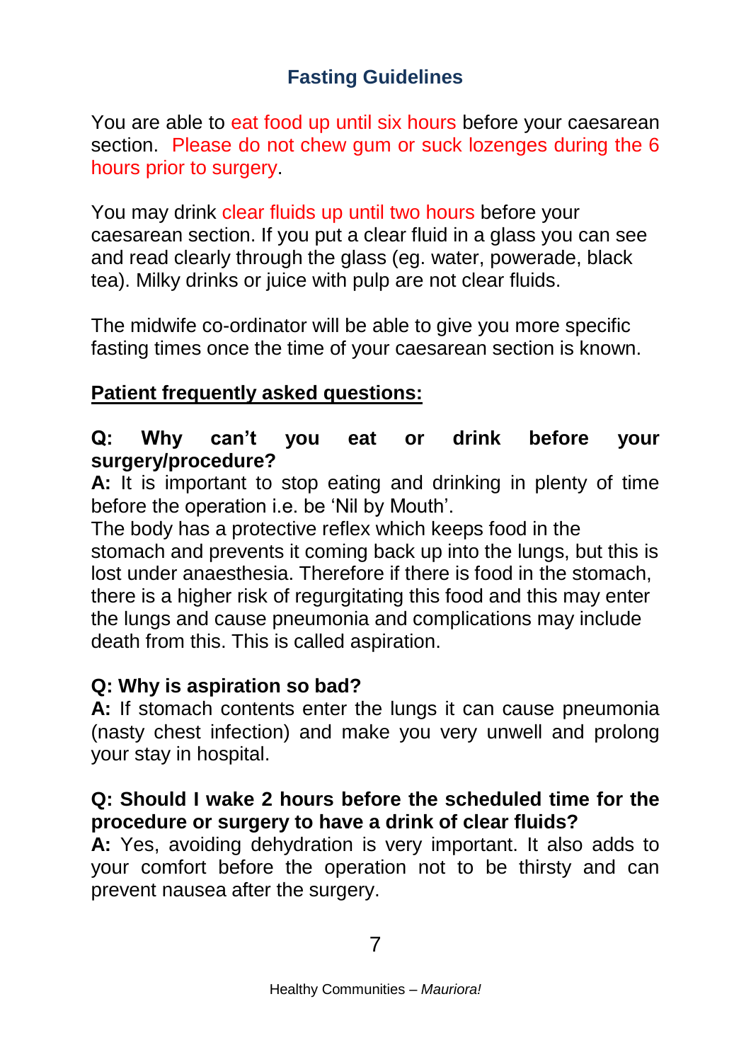## Fasting Guidelines

You are able to eat food up until six hours before your caesarean section. Please do not chew gum or suck lozenges during the 6 hours prior to surgery.

You may drink clear fluids up until two hours before your caesarean section. If you put a clear fluid in a glass you can see and read clearly through the glass (eg. water, powerade, black tea). Milky drinks or juice with pulp are not clear fluids.

The midwife co-ordinator will be able to give you more specific fasting times once the time of your caesarean section is known.

**Patient frequently asked questions:**

**Q: Why can't you eat or drink before your surgery/procedure?**

**A:** It is important to stop eating and drinking in plenty of time before the operation i.e. be 'Nil by Mouth'.

The body has a protective reflex which keeps food in the stomach and prevents it coming back up into the lungs, but this is lost under anaesthesia. Therefore if there is food in the stomach, there is a higher risk of regurgitating this food and this may enter the lungs and cause pneumonia and complications may include death from this. This is called aspiration.

**Q: Why is aspiration so bad?**

**A:** If stomach contents enter the lungs it can cause pneumonia (nasty chest infection) and make you very unwell and prolong your stay in hospital.

**Q: Should I wake 2 hours before the scheduled time for the procedure or surgery to have a drink of clear fluids?**

**A:** Yes, avoiding dehydration is very important. It also adds to your comfort before the operation not to be thirsty and can prevent nausea after the surgery.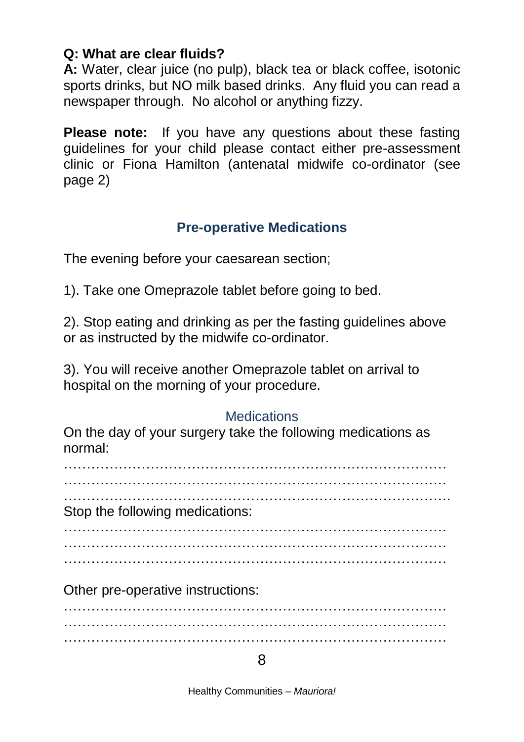**Q: What are clear fluids?**
**A:** Water, clear juice (no pulp), black tea or black coffee, isotonic sports drinks, but NO milk based drinks. Any fluid you can read a newspaper through. No alcohol or anything fizzy.

**Please note:** If you have any questions about these fasting guidelines for your child please contact either pre-assessment clinic or Fiona Hamilton (antenatal midwife co-ordinator (see page 2)

## Pre-operative Medications

The evening before your caesarean section;

1). Take one Omeprazole tablet before going to bed.

2). Stop eating and drinking as per the fasting guidelines above or as instructed by the midwife co-ordinator.

3). You will receive another Omeprazole tablet on arrival to hospital on the morning of your procedure.

### Medications

On the day of your surgery take the following medications as normal:

…………………………………………………………………………
…………………………………………………………………………
………………………………………………………………………….

Stop the following medications:

…………………………………………………………………………
…………………………………………………………………………
…………………………………………………………………………

Other pre-operative instructions:

…………………………………………………………………………
…………………………………………………………………………
…………………………………………………………………………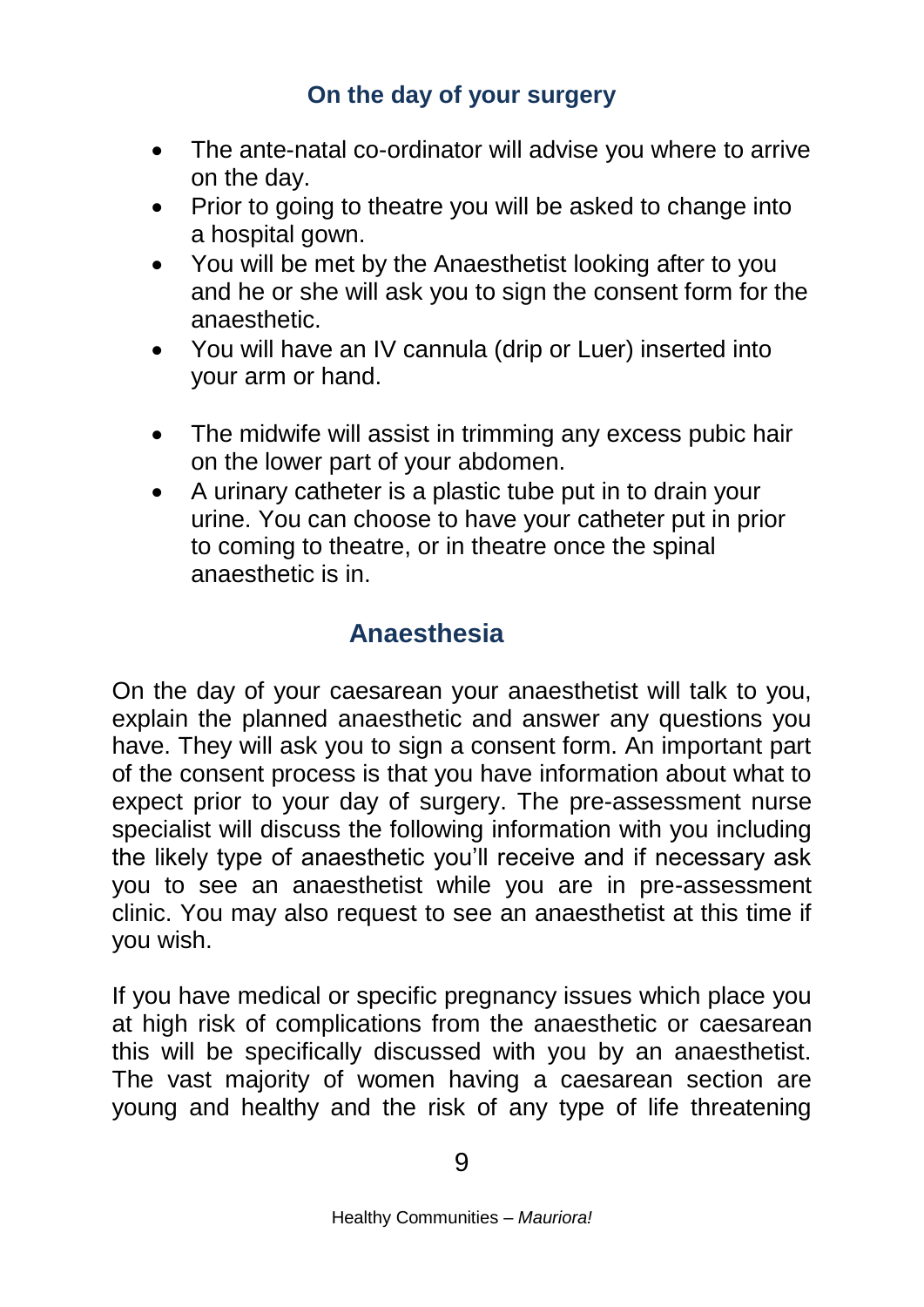## On the day of your surgery

- The ante-natal co-ordinator will advise you where to arrive on the day.
- Prior to going to theatre you will be asked to change into a hospital gown.
- You will be met by the Anaesthetist looking after to you and he or she will ask you to sign the consent form for the anaesthetic.
- You will have an IV cannula (drip or Luer) inserted into your arm or hand.
- The midwife will assist in trimming any excess pubic hair on the lower part of your abdomen.
- A urinary catheter is a plastic tube put in to drain your urine. You can choose to have your catheter put in prior to coming to theatre, or in theatre once the spinal anaesthetic is in.

## Anaesthesia

On the day of your caesarean your anaesthetist will talk to you, explain the planned anaesthetic and answer any questions you have. They will ask you to sign a consent form. An important part of the consent process is that you have information about what to expect prior to your day of surgery. The pre-assessment nurse specialist will discuss the following information with you including the likely type of anaesthetic you'll receive and if necessary ask you to see an anaesthetist while you are in pre-assessment clinic. You may also request to see an anaesthetist at this time if you wish.

If you have medical or specific pregnancy issues which place you at high risk of complications from the anaesthetic or caesarean this will be specifically discussed with you by an anaesthetist. The vast majority of women having a caesarean section are young and healthy and the risk of any type of life threatening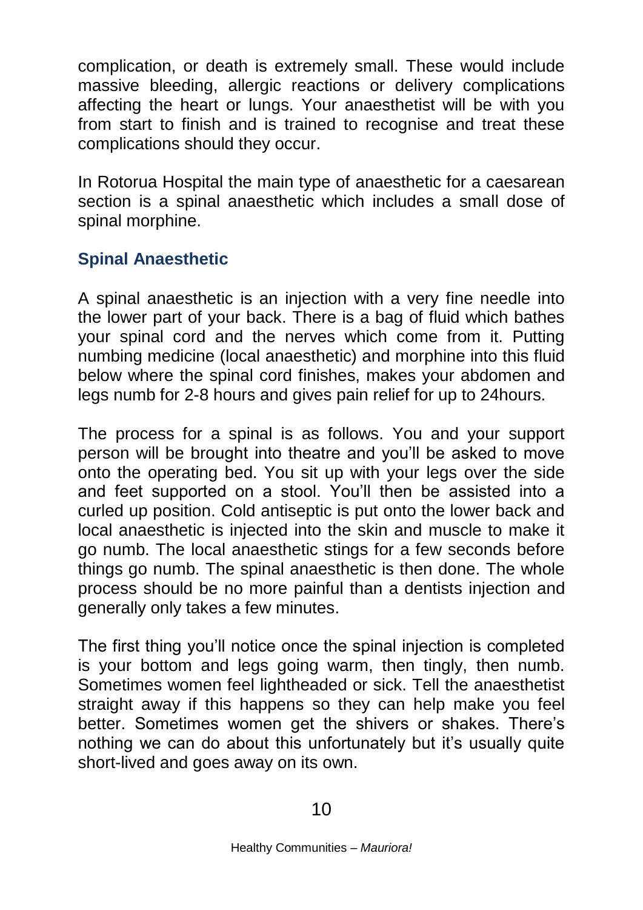complication, or death is extremely small. These would include massive bleeding, allergic reactions or delivery complications affecting the heart or lungs. Your anaesthetist will be with you from start to finish and is trained to recognise and treat these complications should they occur.

In Rotorua Hospital the main type of anaesthetic for a caesarean section is a spinal anaesthetic which includes a small dose of spinal morphine.

## Spinal Anaesthetic

A spinal anaesthetic is an injection with a very fine needle into the lower part of your back. There is a bag of fluid which bathes your spinal cord and the nerves which come from it. Putting numbing medicine (local anaesthetic) and morphine into this fluid below where the spinal cord finishes, makes your abdomen and legs numb for 2-8 hours and gives pain relief for up to 24hours.

The process for a spinal is as follows. You and your support person will be brought into theatre and you'll be asked to move onto the operating bed. You sit up with your legs over the side and feet supported on a stool. You'll then be assisted into a curled up position. Cold antiseptic is put onto the lower back and local anaesthetic is injected into the skin and muscle to make it go numb. The local anaesthetic stings for a few seconds before things go numb. The spinal anaesthetic is then done. The whole process should be no more painful than a dentists injection and generally only takes a few minutes.

The first thing you'll notice once the spinal injection is completed is your bottom and legs going warm, then tingly, then numb. Sometimes women feel lightheaded or sick. Tell the anaesthetist straight away if this happens so they can help make you feel better. Sometimes women get the shivers or shakes. There's nothing we can do about this unfortunately but it's usually quite short-lived and goes away on its own.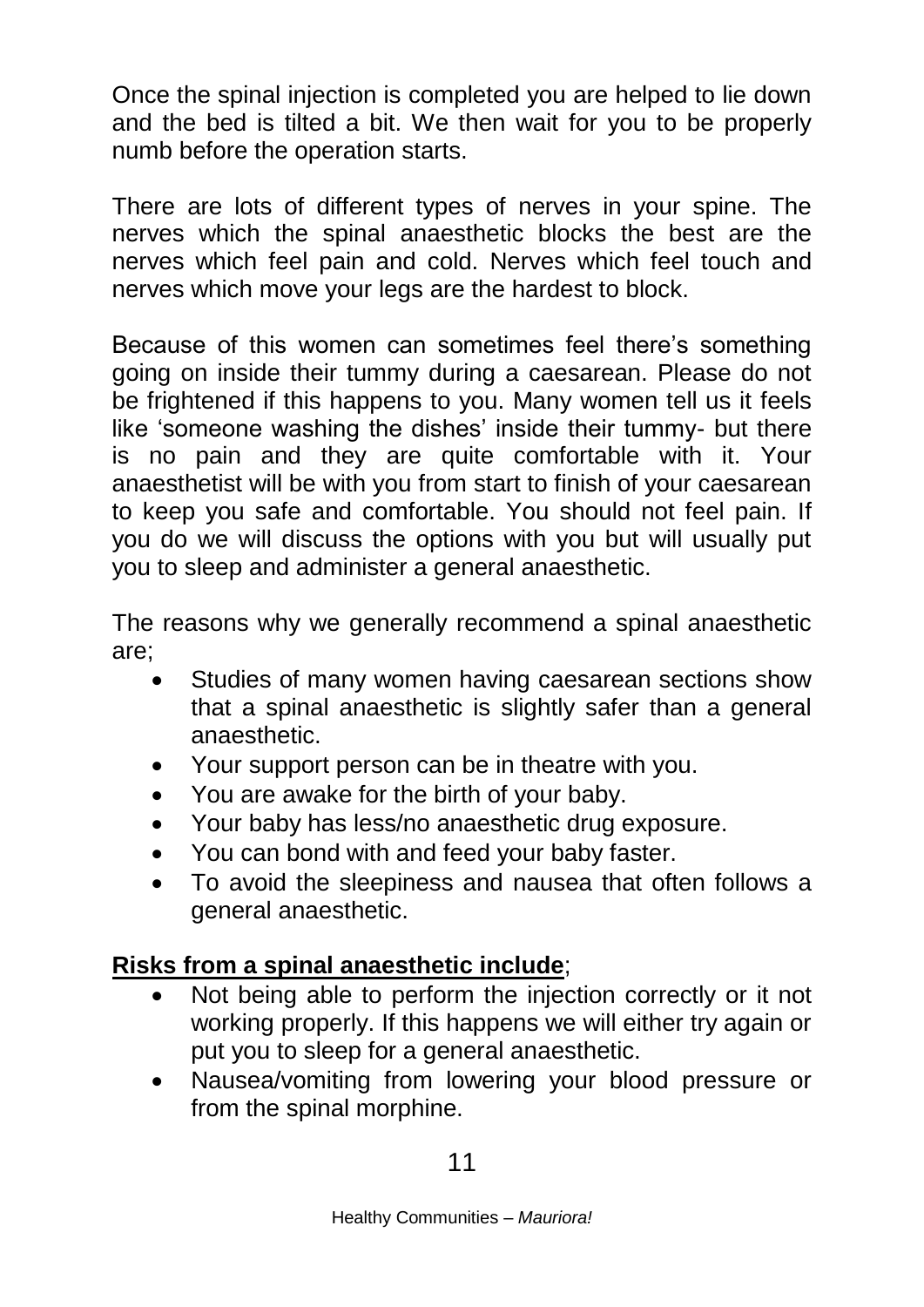Once the spinal injection is completed you are helped to lie down and the bed is tilted a bit. We then wait for you to be properly numb before the operation starts.

There are lots of different types of nerves in your spine. The nerves which the spinal anaesthetic blocks the best are the nerves which feel pain and cold. Nerves which feel touch and nerves which move your legs are the hardest to block.

Because of this women can sometimes feel there's something going on inside their tummy during a caesarean. Please do not be frightened if this happens to you. Many women tell us it feels like 'someone washing the dishes' inside their tummy- but there is no pain and they are quite comfortable with it. Your anaesthetist will be with you from start to finish of your caesarean to keep you safe and comfortable. You should not feel pain. If you do we will discuss the options with you but will usually put you to sleep and administer a general anaesthetic.

The reasons why we generally recommend a spinal anaesthetic are;

- Studies of many women having caesarean sections show that a spinal anaesthetic is slightly safer than a general anaesthetic.
- Your support person can be in theatre with you.
- You are awake for the birth of your baby.
- Your baby has less/no anaesthetic drug exposure.
- You can bond with and feed your baby faster.
- To avoid the sleepiness and nausea that often follows a general anaesthetic.

**Risks from a spinal anaesthetic include**;

- Not being able to perform the injection correctly or it not working properly. If this happens we will either try again or put you to sleep for a general anaesthetic.
- Nausea/vomiting from lowering your blood pressure or from the spinal morphine.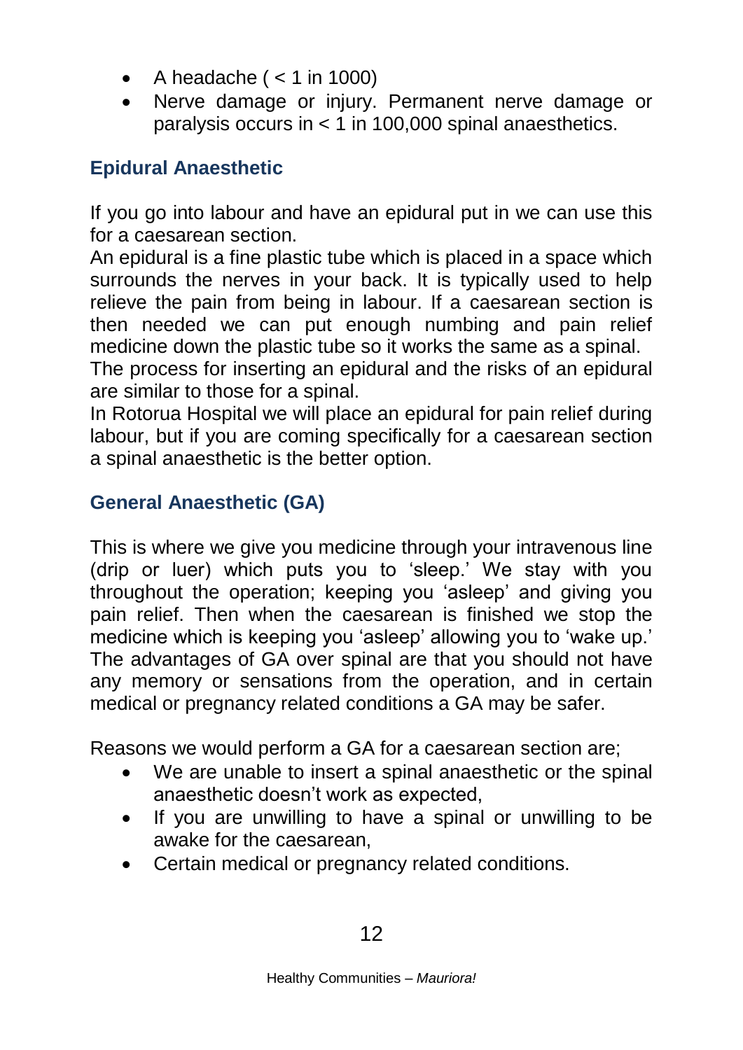- A headache ( < 1 in 1000)
- Nerve damage or injury. Permanent nerve damage or paralysis occurs in < 1 in 100,000 spinal anaesthetics.

## Epidural Anaesthetic

If you go into labour and have an epidural put in we can use this for a caesarean section.

An epidural is a fine plastic tube which is placed in a space which surrounds the nerves in your back. It is typically used to help relieve the pain from being in labour. If a caesarean section is then needed we can put enough numbing and pain relief medicine down the plastic tube so it works the same as a spinal.

The process for inserting an epidural and the risks of an epidural are similar to those for a spinal.

In Rotorua Hospital we will place an epidural for pain relief during labour, but if you are coming specifically for a caesarean section a spinal anaesthetic is the better option.

## General Anaesthetic (GA)

This is where we give you medicine through your intravenous line (drip or luer) which puts you to 'sleep.' We stay with you throughout the operation; keeping you 'asleep' and giving you pain relief. Then when the caesarean is finished we stop the medicine which is keeping you 'asleep' allowing you to 'wake up.' The advantages of GA over spinal are that you should not have any memory or sensations from the operation, and in certain medical or pregnancy related conditions a GA may be safer.

Reasons we would perform a GA for a caesarean section are;

- We are unable to insert a spinal anaesthetic or the spinal anaesthetic doesn't work as expected,
- If you are unwilling to have a spinal or unwilling to be awake for the caesarean,
- Certain medical or pregnancy related conditions.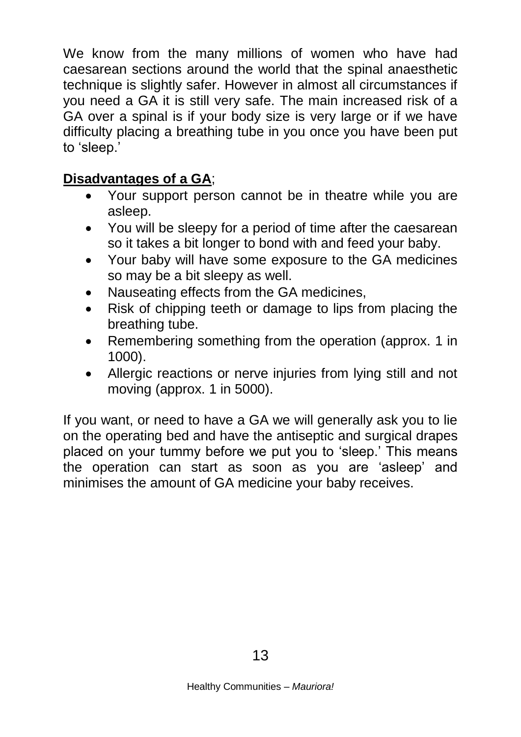We know from the many millions of women who have had caesarean sections around the world that the spinal anaesthetic technique is slightly safer. However in almost all circumstances if you need a GA it is still very safe. The main increased risk of a GA over a spinal is if your body size is very large or if we have difficulty placing a breathing tube in you once you have been put to 'sleep.'

**Disadvantages of a GA**;

- Your support person cannot be in theatre while you are asleep.
- You will be sleepy for a period of time after the caesarean so it takes a bit longer to bond with and feed your baby.
- Your baby will have some exposure to the GA medicines so may be a bit sleepy as well.
- Nauseating effects from the GA medicines,
- Risk of chipping teeth or damage to lips from placing the breathing tube.
- Remembering something from the operation (approx. 1 in 1000).
- Allergic reactions or nerve injuries from lying still and not moving (approx. 1 in 5000).

If you want, or need to have a GA we will generally ask you to lie on the operating bed and have the antiseptic and surgical drapes placed on your tummy before we put you to 'sleep.' This means the operation can start as soon as you are 'asleep' and minimises the amount of GA medicine your baby receives.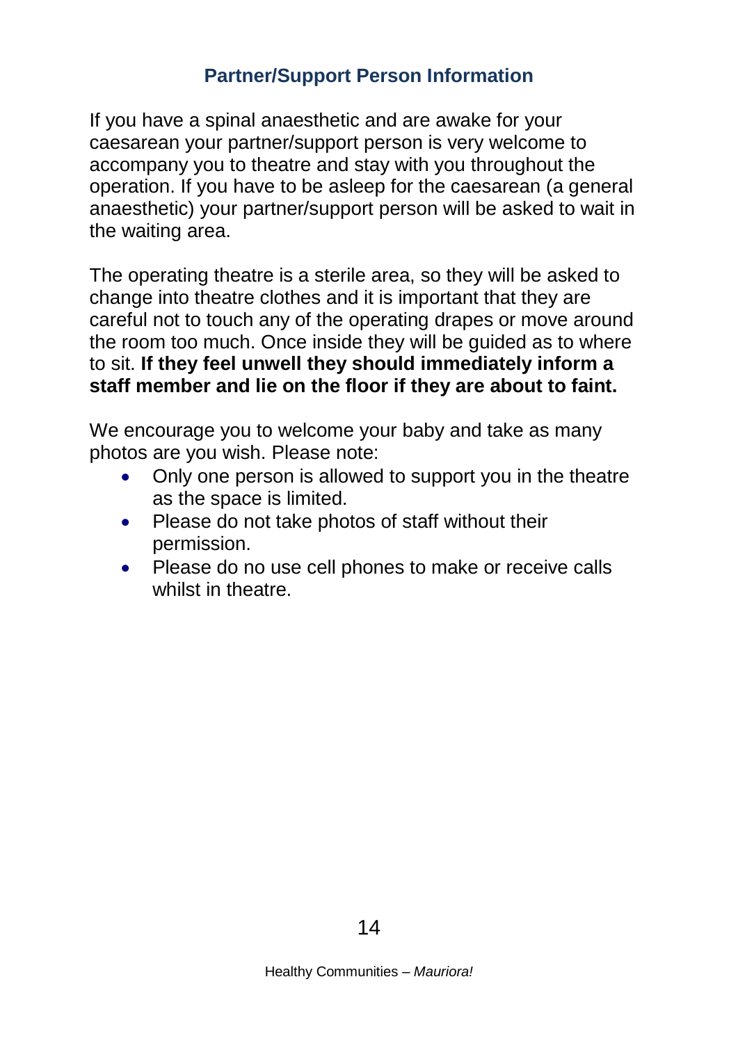## Partner/Support Person Information

If you have a spinal anaesthetic and are awake for your caesarean your partner/support person is very welcome to accompany you to theatre and stay with you throughout the operation. If you have to be asleep for the caesarean (a general anaesthetic) your partner/support person will be asked to wait in the waiting area.

The operating theatre is a sterile area, so they will be asked to change into theatre clothes and it is important that they are careful not to touch any of the operating drapes or move around the room too much. Once inside they will be guided as to where to sit. **If they feel unwell they should immediately inform a staff member and lie on the floor if they are about to faint.**

We encourage you to welcome your baby and take as many photos are you wish. Please note:

- Only one person is allowed to support you in the theatre as the space is limited.
- Please do not take photos of staff without their permission.
- Please do no use cell phones to make or receive calls whilst in theatre.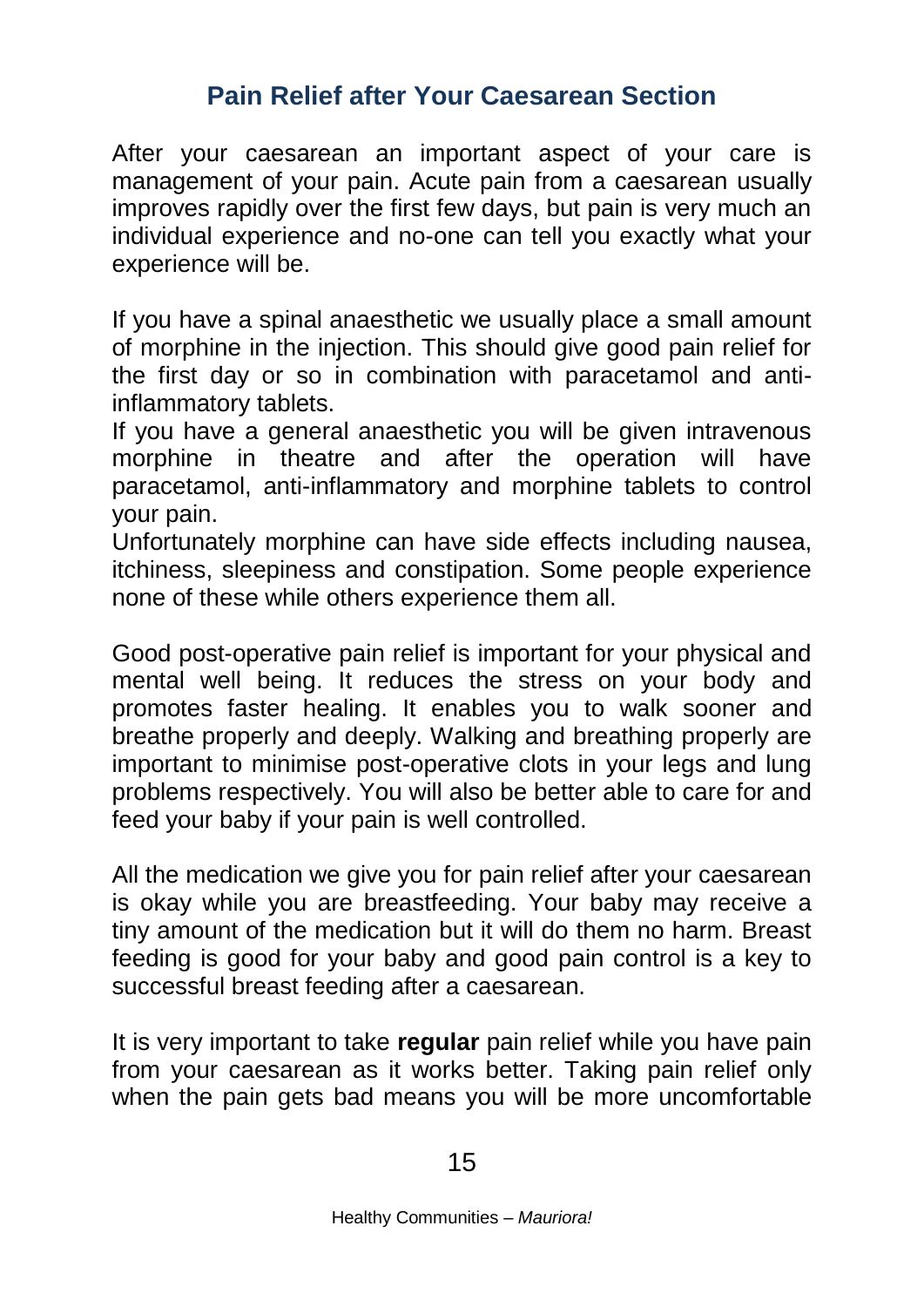## Pain Relief after Your Caesarean Section

After your caesarean an important aspect of your care is management of your pain. Acute pain from a caesarean usually improves rapidly over the first few days, but pain is very much an individual experience and no-one can tell you exactly what your experience will be.

If you have a spinal anaesthetic we usually place a small amount of morphine in the injection. This should give good pain relief for the first day or so in combination with paracetamol and anti-inflammatory tablets.
If you have a general anaesthetic you will be given intravenous morphine in theatre and after the operation will have paracetamol, anti-inflammatory and morphine tablets to control your pain.
Unfortunately morphine can have side effects including nausea, itchiness, sleepiness and constipation. Some people experience none of these while others experience them all.

Good post-operative pain relief is important for your physical and mental well being. It reduces the stress on your body and promotes faster healing. It enables you to walk sooner and breathe properly and deeply. Walking and breathing properly are important to minimise post-operative clots in your legs and lung problems respectively. You will also be better able to care for and feed your baby if your pain is well controlled.

All the medication we give you for pain relief after your caesarean is okay while you are breastfeeding. Your baby may receive a tiny amount of the medication but it will do them no harm. Breast feeding is good for your baby and good pain control is a key to successful breast feeding after a caesarean.

It is very important to take **regular** pain relief while you have pain from your caesarean as it works better. Taking pain relief only when the pain gets bad means you will be more uncomfortable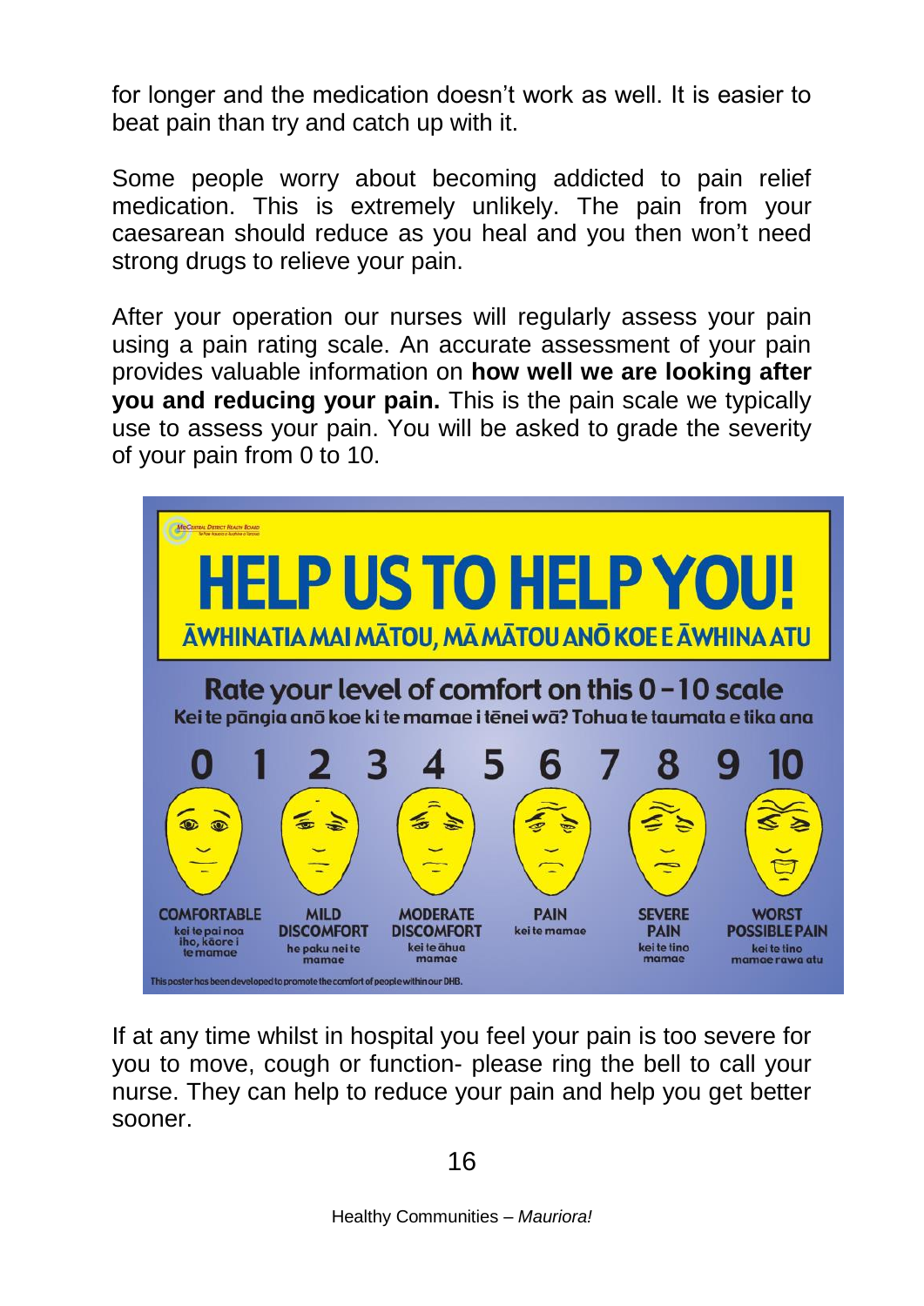for longer and the medication doesn't work as well. It is easier to beat pain than try and catch up with it.

Some people worry about becoming addicted to pain relief medication. This is extremely unlikely. The pain from your caesarean should reduce as you heal and you then won't need strong drugs to relieve your pain.

After your operation our nurses will regularly assess your pain using a pain rating scale. An accurate assessment of your pain provides valuable information on **how well we are looking after you and reducing your pain.** This is the pain scale we typically use to assess your pain. You will be asked to grade the severity of your pain from 0 to 10.

MidCentral District Health Board

# HELP US TO HELP YOU!

ĀWHINATIA MAI MĀTOU, MĀ MĀTOU ANŌ KOE E ĀWHINA ATU

## Rate your level of comfort on this 0 - 10 scale

Kei te pāngia anō koe ki te mamae i tēnei wā? Tohua te taumata e tika ana

0 1 2 3 4 5 6 7 8 9 10

| 0 | 2 | 4 | 6 | 8 | 10 |
|---|---|---|---|---|---|
| COMFORTABLE | MILD DISCOMFORT | MODERATE DISCOMFORT | PAIN | SEVERE PAIN | WORST POSSIBLE PAIN |
| kei te pai noa iho, kāore i te mamae | he paku nei te mamae | kei te āhua mamae | kei te mamae | kei te tino mamae | kei te tino mamae rawa atu |

This poster has been developed to promote the comfort of people within our DHB.

If at any time whilst in hospital you feel your pain is too severe for you to move, cough or function- please ring the bell to call your nurse. They can help to reduce your pain and help you get better sooner.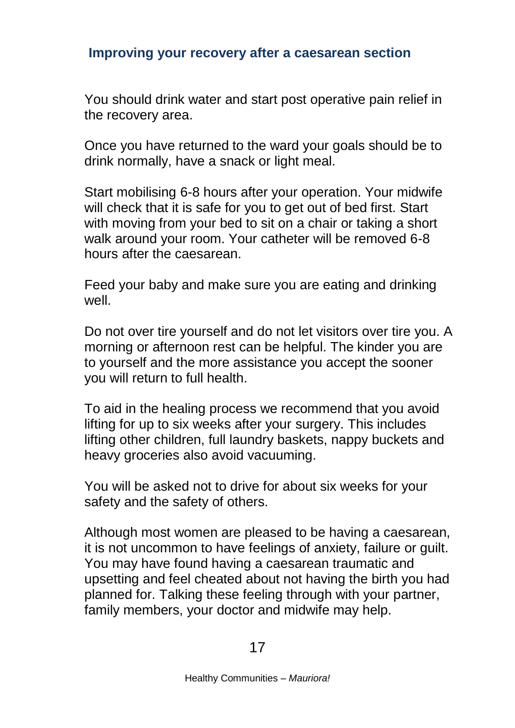## Improving your recovery after a caesarean section

You should drink water and start post operative pain relief in the recovery area.

Once you have returned to the ward your goals should be to drink normally, have a snack or light meal.

Start mobilising 6-8 hours after your operation. Your midwife will check that it is safe for you to get out of bed first. Start with moving from your bed to sit on a chair or taking a short walk around your room. Your catheter will be removed 6-8 hours after the caesarean.

Feed your baby and make sure you are eating and drinking well.

Do not over tire yourself and do not let visitors over tire you. A morning or afternoon rest can be helpful. The kinder you are to yourself and the more assistance you accept the sooner you will return to full health.

To aid in the healing process we recommend that you avoid lifting for up to six weeks after your surgery. This includes lifting other children, full laundry baskets, nappy buckets and heavy groceries also avoid vacuuming.

You will be asked not to drive for about six weeks for your safety and the safety of others.

Although most women are pleased to be having a caesarean, it is not uncommon to have feelings of anxiety, failure or guilt. You may have found having a caesarean traumatic and upsetting and feel cheated about not having the birth you had planned for. Talking these feeling through with your partner, family members, your doctor and midwife may help.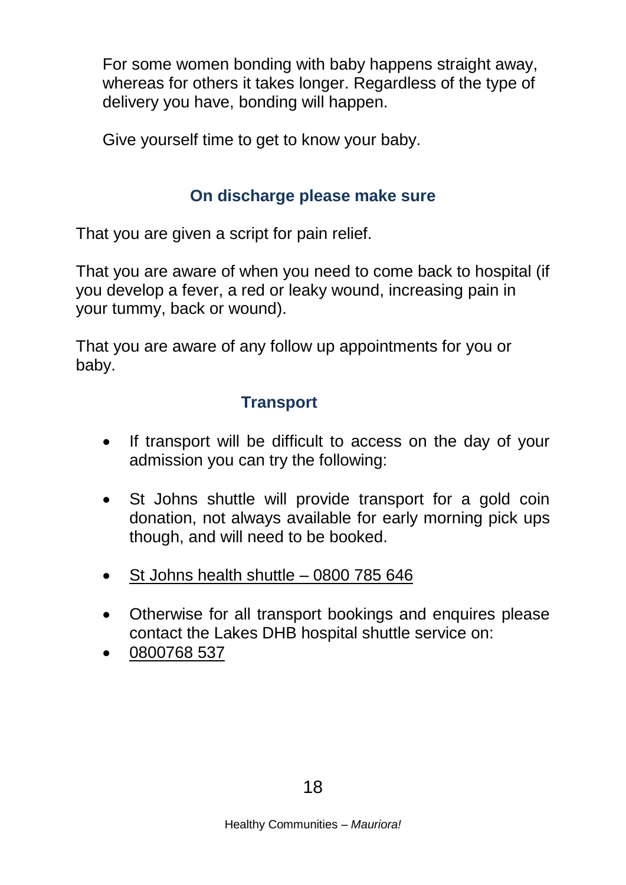For some women bonding with baby happens straight away, whereas for others it takes longer. Regardless of the type of delivery you have, bonding will happen.

Give yourself time to get to know your baby.

## On discharge please make sure

That you are given a script for pain relief.

That you are aware of when you need to come back to hospital (if you develop a fever, a red or leaky wound, increasing pain in your tummy, back or wound).

That you are aware of any follow up appointments for you or baby.

## Transport

- If transport will be difficult to access on the day of your admission you can try the following:
- St Johns shuttle will provide transport for a gold coin donation, not always available for early morning pick ups though, and will need to be booked.
- St Johns health shuttle – 0800 785 646
- Otherwise for all transport bookings and enquires please contact the Lakes DHB hospital shuttle service on:
- 0800768 537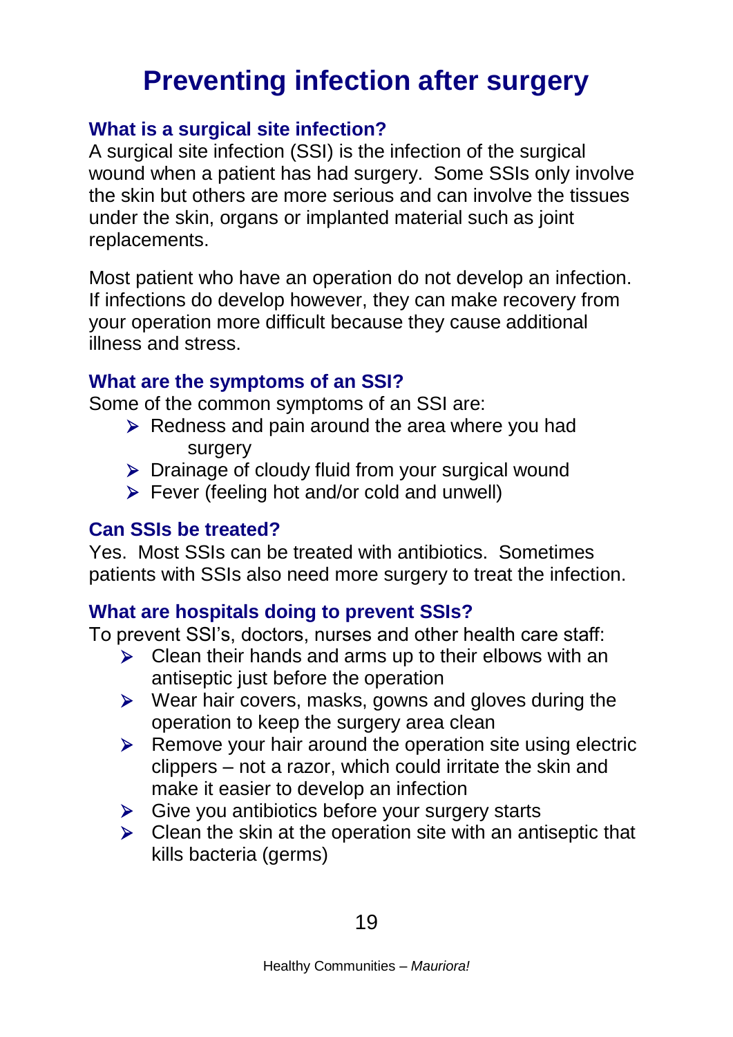# Preventing infection after surgery

## What is a surgical site infection?

A surgical site infection (SSI) is the infection of the surgical wound when a patient has had surgery. Some SSIs only involve the skin but others are more serious and can involve the tissues under the skin, organs or implanted material such as joint replacements.

Most patient who have an operation do not develop an infection. If infections do develop however, they can make recovery from your operation more difficult because they cause additional illness and stress.

## What are the symptoms of an SSI?

Some of the common symptoms of an SSI are:

- Redness and pain around the area where you had surgery
- Drainage of cloudy fluid from your surgical wound
- Fever (feeling hot and/or cold and unwell)

## Can SSIs be treated?

Yes. Most SSIs can be treated with antibiotics. Sometimes patients with SSIs also need more surgery to treat the infection.

## What are hospitals doing to prevent SSIs?

To prevent SSI's, doctors, nurses and other health care staff:

- Clean their hands and arms up to their elbows with an antiseptic just before the operation
- Wear hair covers, masks, gowns and gloves during the operation to keep the surgery area clean
- Remove your hair around the operation site using electric clippers – not a razor, which could irritate the skin and make it easier to develop an infection
- Give you antibiotics before your surgery starts
- Clean the skin at the operation site with an antiseptic that kills bacteria (germs)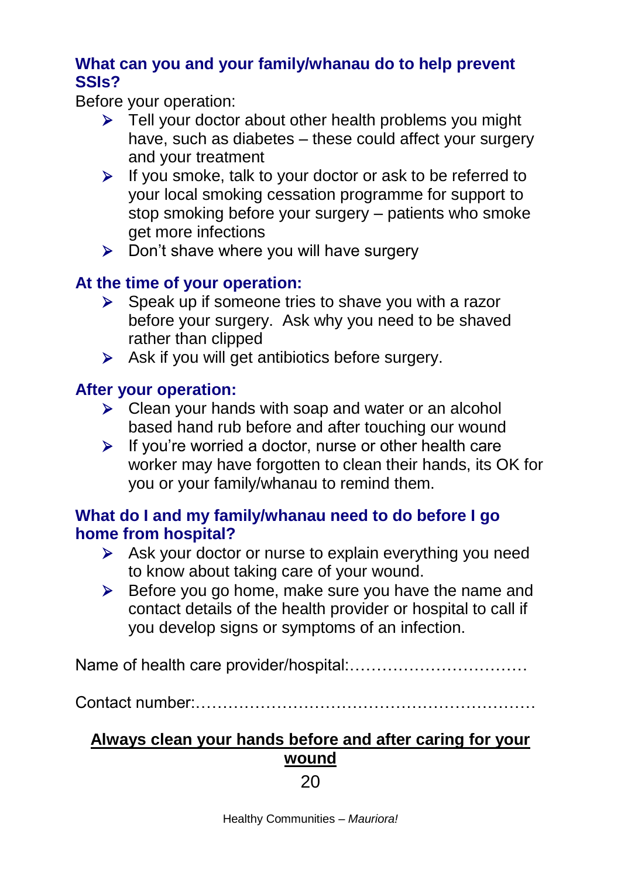### What can you and your family/whanau do to help prevent SSIs?

Before your operation:

- Tell your doctor about other health problems you might have, such as diabetes – these could affect your surgery and your treatment
- If you smoke, talk to your doctor or ask to be referred to your local smoking cessation programme for support to stop smoking before your surgery – patients who smoke get more infections
- Don't shave where you will have surgery

### At the time of your operation:

- Speak up if someone tries to shave you with a razor before your surgery. Ask why you need to be shaved rather than clipped
- Ask if you will get antibiotics before surgery.

### After your operation:

- Clean your hands with soap and water or an alcohol based hand rub before and after touching our wound
- If you're worried a doctor, nurse or other health care worker may have forgotten to clean their hands, its OK for you or your family/whanau to remind them.

### What do I and my family/whanau need to do before I go home from hospital?

- Ask your doctor or nurse to explain everything you need to know about taking care of your wound.
- Before you go home, make sure you have the name and contact details of the health provider or hospital to call if you develop signs or symptoms of an infection.

Name of health care provider/hospital:……………………………

Contact number:……………………………………………………

**<u>Always clean your hands before and after caring for your wound</u>**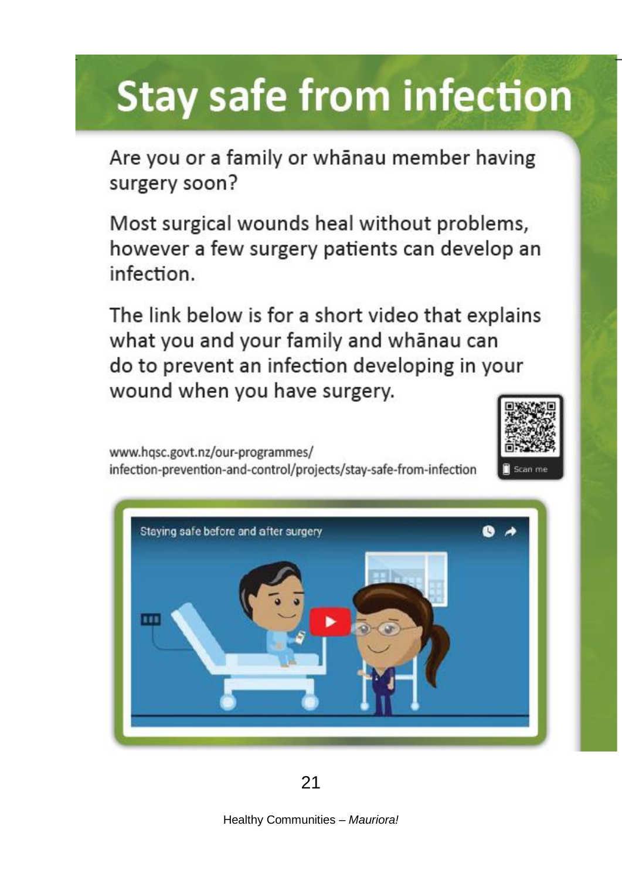# Stay safe from infection

Are you or a family or whānau member having surgery soon?

Most surgical wounds heal without problems, however a few surgery patients can develop an infection.

The link below is for a short video that explains what you and your family and whānau can do to prevent an infection developing in your wound when you have surgery.

www.hqsc.govt.nz/our-programmes/infection-prevention-and-control/projects/stay-safe-from-infection

Scan me

Staying safe before and after surgery

Healthy Communities – *Mauriora!*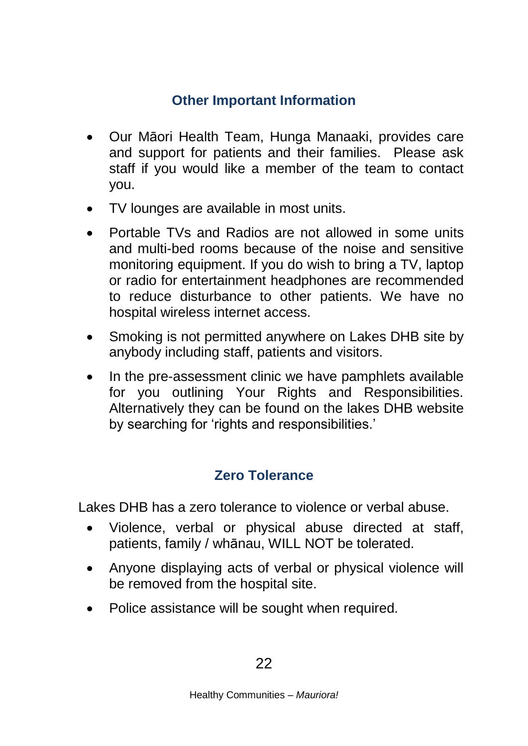## Other Important Information

- Our Māori Health Team, Hunga Manaaki, provides care and support for patients and their families. Please ask staff if you would like a member of the team to contact you.
- TV lounges are available in most units.
- Portable TVs and Radios are not allowed in some units and multi-bed rooms because of the noise and sensitive monitoring equipment. If you do wish to bring a TV, laptop or radio for entertainment headphones are recommended to reduce disturbance to other patients. We have no hospital wireless internet access.
- Smoking is not permitted anywhere on Lakes DHB site by anybody including staff, patients and visitors.
- In the pre-assessment clinic we have pamphlets available for you outlining Your Rights and Responsibilities. Alternatively they can be found on the lakes DHB website by searching for 'rights and responsibilities.'

## Zero Tolerance

Lakes DHB has a zero tolerance to violence or verbal abuse.

- Violence, verbal or physical abuse directed at staff, patients, family / whānau, WILL NOT be tolerated.
- Anyone displaying acts of verbal or physical violence will be removed from the hospital site.
- Police assistance will be sought when required.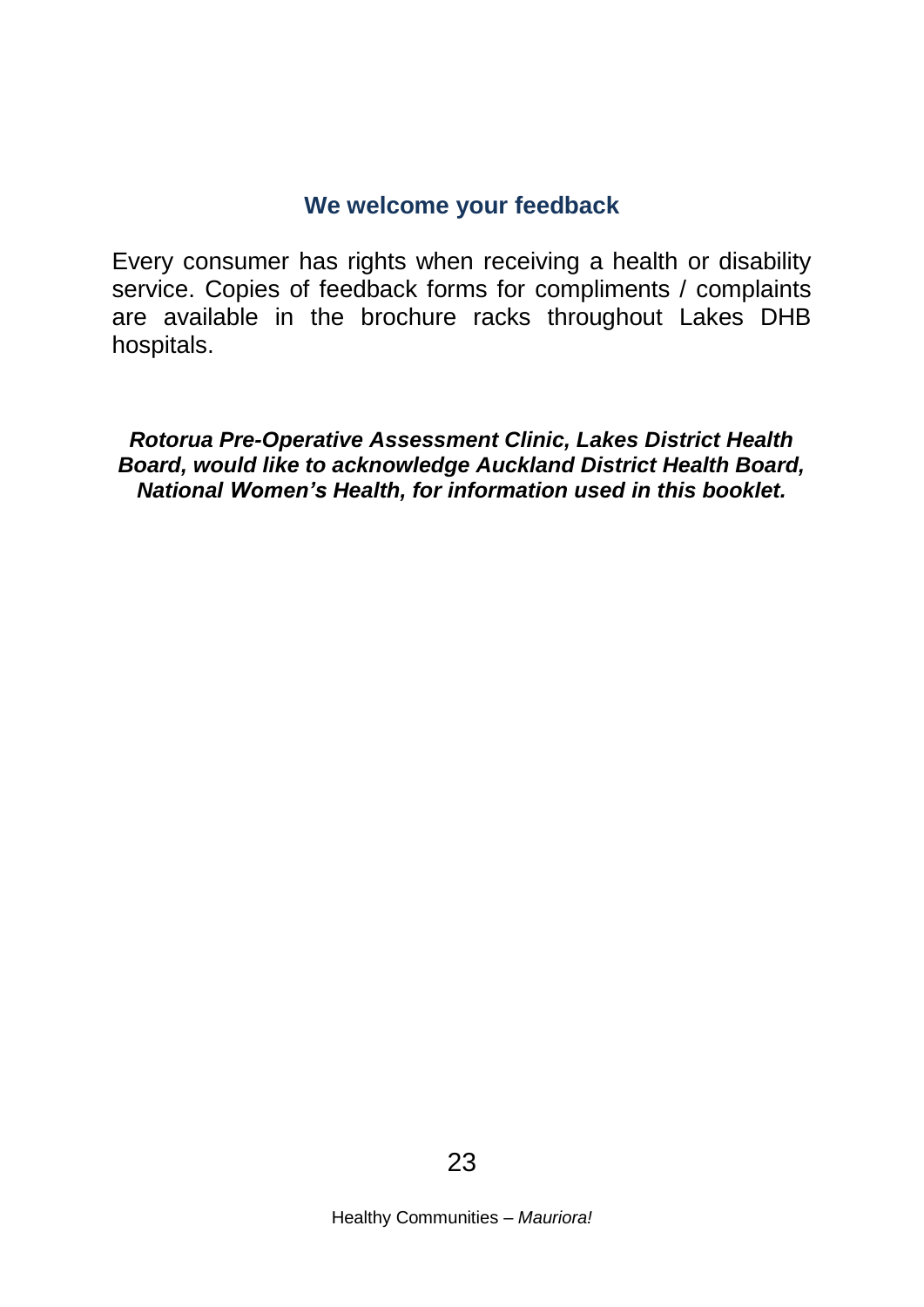## We welcome your feedback

Every consumer has rights when receiving a health or disability service. Copies of feedback forms for compliments / complaints are available in the brochure racks throughout Lakes DHB hospitals.

***Rotorua Pre-Operative Assessment Clinic, Lakes District Health Board, would like to acknowledge Auckland District Health Board, National Women's Health, for information used in this booklet.***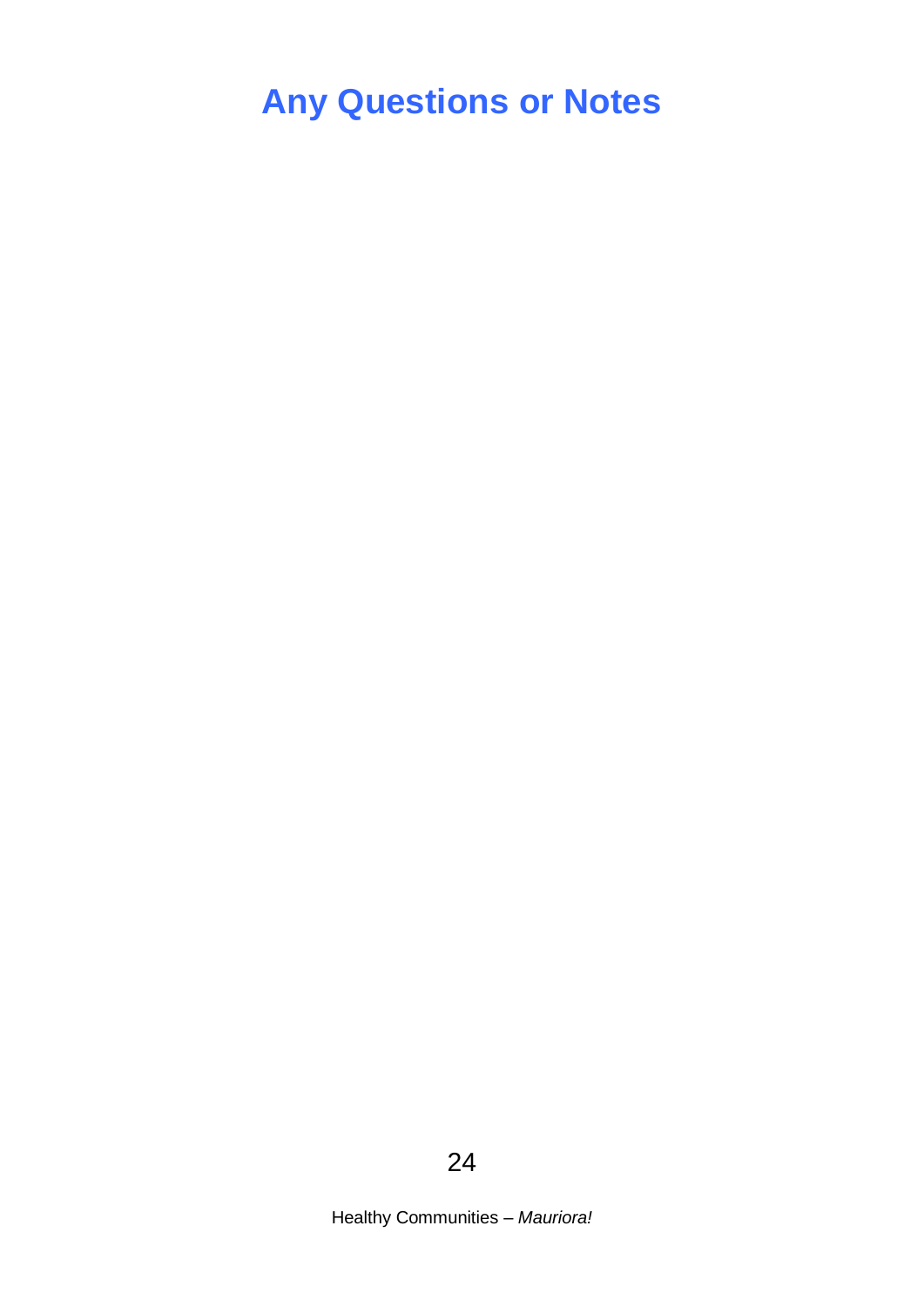# Any Questions or Notes